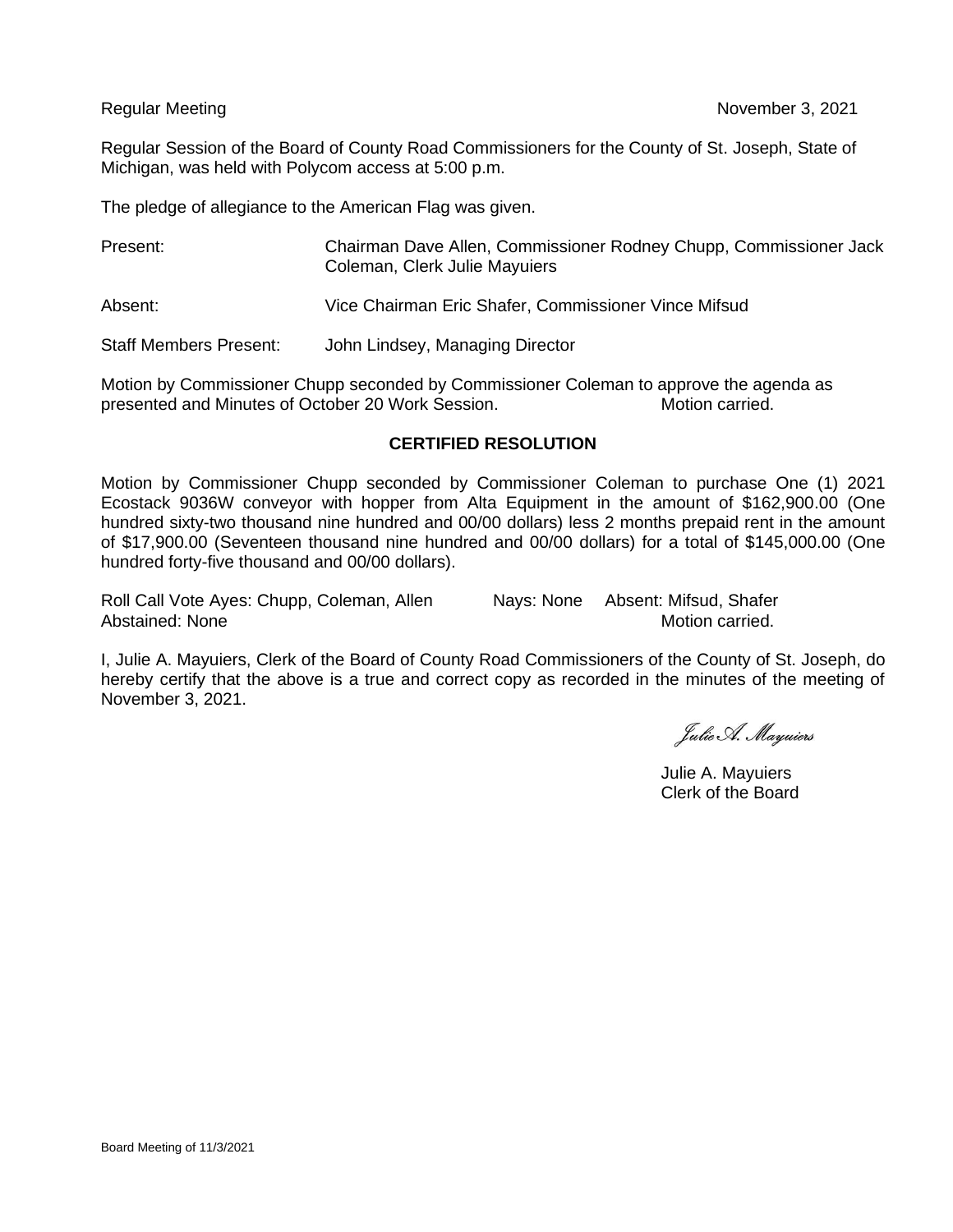Regular Meeting November 3, 2021

Regular Session of the Board of County Road Commissioners for the County of St. Joseph, State of Michigan, was held with Polycom access at 5:00 p.m.

The pledge of allegiance to the American Flag was given.

Present: Chairman Dave Allen, Commissioner Rodney Chupp, Commissioner Jack Coleman, Clerk Julie Mayuiers

Absent: Vice Chairman Eric Shafer, Commissioner Vince Mifsud

Staff Members Present: John Lindsey, Managing Director

Motion by Commissioner Chupp seconded by Commissioner Coleman to approve the agenda as presented and Minutes of October 20 Work Session. Motion carried.

**CERTIFIED RESOLUTION**

Motion by Commissioner Chupp seconded by Commissioner Coleman to purchase One (1) 2021 Ecostack 9036W conveyor with hopper from Alta Equipment in the amount of $162,900.00 (One hundred sixty-two thousand nine hundred and 00/00 dollars) less 2 months prepaid rent in the amount of $17,900.00 (Seventeen thousand nine hundred and 00/00 dollars) for a total of $145,000.00 (One hundred forty-five thousand and 00/00 dollars).

Roll Call Vote Ayes: Chupp, Coleman, Allen Nays: None Absent: Mifsud, Shafer
Abstained: None Motion carried.

I, Julie A. Mayuiers, Clerk of the Board of County Road Commissioners of the County of St. Joseph, do hereby certify that the above is a true and correct copy as recorded in the minutes of the meeting of November 3, 2021.

*Julie A. Mayuiers*

Julie A. Mayuiers
Clerk of the Board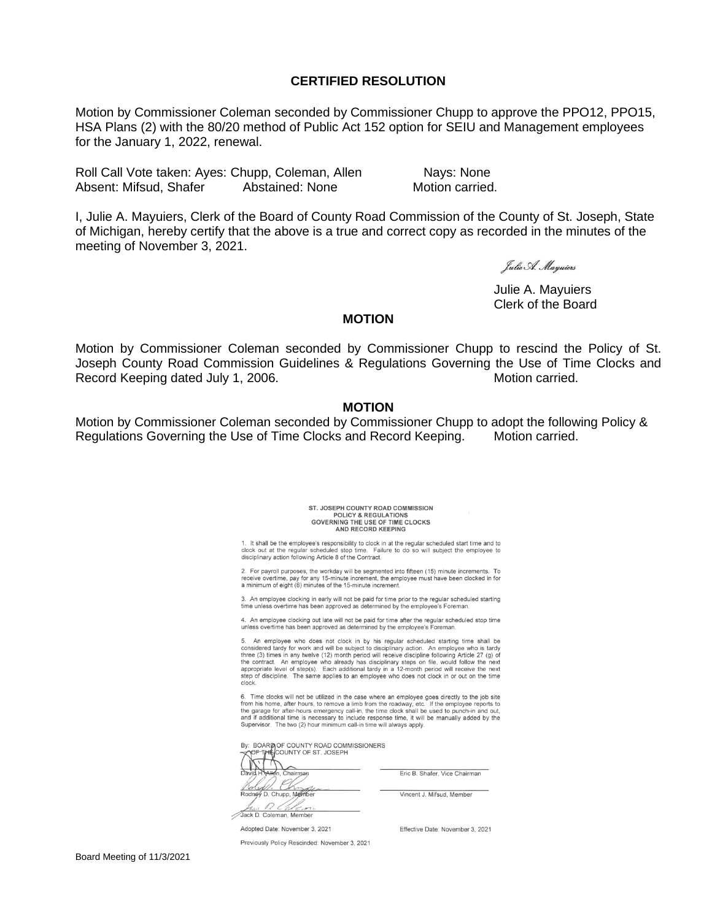## CERTIFIED RESOLUTION

Motion by Commissioner Coleman seconded by Commissioner Chupp to approve the PPO12, PPO15, HSA Plans (2) with the 80/20 method of Public Act 152 option for SEIU and Management employees for the January 1, 2022, renewal.

Roll Call Vote taken: Ayes: Chupp, Coleman, Allen  Nays: None
Absent: Mifsud, Shafer  Abstained: None  Motion carried.

I, Julie A. Mayuiers, Clerk of the Board of County Road Commission of the County of St. Joseph, State of Michigan, hereby certify that the above is a true and correct copy as recorded in the minutes of the meeting of November 3, 2021.

*Julie A. Mayuiers*

Julie A. Mayuiers
Clerk of the Board

## MOTION

Motion by Commissioner Coleman seconded by Commissioner Chupp to rescind the Policy of St. Joseph County Road Commission Guidelines & Regulations Governing the Use of Time Clocks and Record Keeping dated July 1, 2006.  Motion carried.

## MOTION

Motion by Commissioner Coleman seconded by Commissioner Chupp to adopt the following Policy & Regulations Governing the Use of Time Clocks and Record Keeping.  Motion carried.

### ST. JOSEPH COUNTY ROAD COMMISSION
### POLICY & REGULATIONS
### GOVERNING THE USE OF TIME CLOCKS
### AND RECORD KEEPING

1. It shall be the employee's responsibility to clock in at the regular scheduled start time and to clock out at the regular scheduled stop time. Failure to do so will subject the employee to disciplinary action following Article 8 of the Contract.

2. For payroll purposes, the workday will be segmented into fifteen (15) minute increments. To receive overtime, pay for any 15-minute increment, the employee must have been clocked in for a minimum of eight (8) minutes of the 15-minute increment.

3. An employee clocking in early will not be paid for time prior to the regular scheduled starting time unless overtime has been approved as determined by the employee's Foreman.

4. An employee clocking out late will not be paid for time after the regular scheduled stop time unless overtime has been approved as determined by the employee's Foreman.

5. An employee who does not clock in by his regular scheduled starting time shall be considered tardy for work and will be subject to disciplinary action. An employee who is tardy three (3) times in any twelve (12) month period will receive discipline following Article 27 (g) of the contract. An employee who already has disciplinary steps on file, would follow the next appropriate level of step(s). Each additional tardy in a 12-month period will receive the next step of discipline. The same applies to an employee who does not clock in or out on the time clock.

6. Time clocks will not be utilized in the case where an employee goes directly to the job site from his home, after hours, to remove a limb from the roadway, etc. If the employee reports to the garage for after-hours emergency call-in, the time clock shall be used to punch-in and out, and if additional time is necessary to include response time, it will be manually added by the Supervisor. The two (2) hour minimum call-in time will always apply.

By: BOARD OF COUNTY ROAD COMMISSIONERS
OF THE COUNTY OF ST. JOSEPH

| | |
|---|---|
| David H. Allen, Chairman | Eric B. Shafer, Vice Chairman |
| Rodney D. Chupp, Member | Vincent J. Mifsud, Member |
| Jack D. Coleman, Member | |

Adopted Date: November 3, 2021  Effective Date: November 3, 2021

Previously Policy Rescinded: November 3, 2021

Board Meeting of 11/3/2021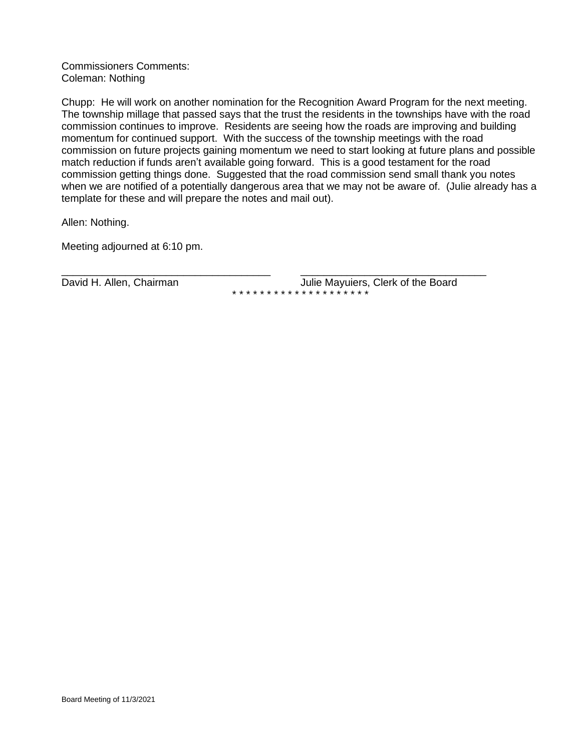Commissioners Comments:
Coleman: Nothing

Chupp: He will work on another nomination for the Recognition Award Program for the next meeting. The township millage that passed says that the trust the residents in the townships have with the road commission continues to improve. Residents are seeing how the roads are improving and building momentum for continued support. With the success of the township meetings with the road commission on future projects gaining momentum we need to start looking at future plans and possible match reduction if funds aren't available going forward. This is a good testament for the road commission getting things done. Suggested that the road commission send small thank you notes when we are notified of a potentially dangerous area that we may not be aware of. (Julie already has a template for these and will prepare the notes and mail out).

Allen: Nothing.

Meeting adjourned at 6:10 pm.

_____________________________________ _________________________________
David H. Allen, Chairman Julie Mayuiers, Clerk of the Board

* * * * * * * * * * * * * * * * * * * *